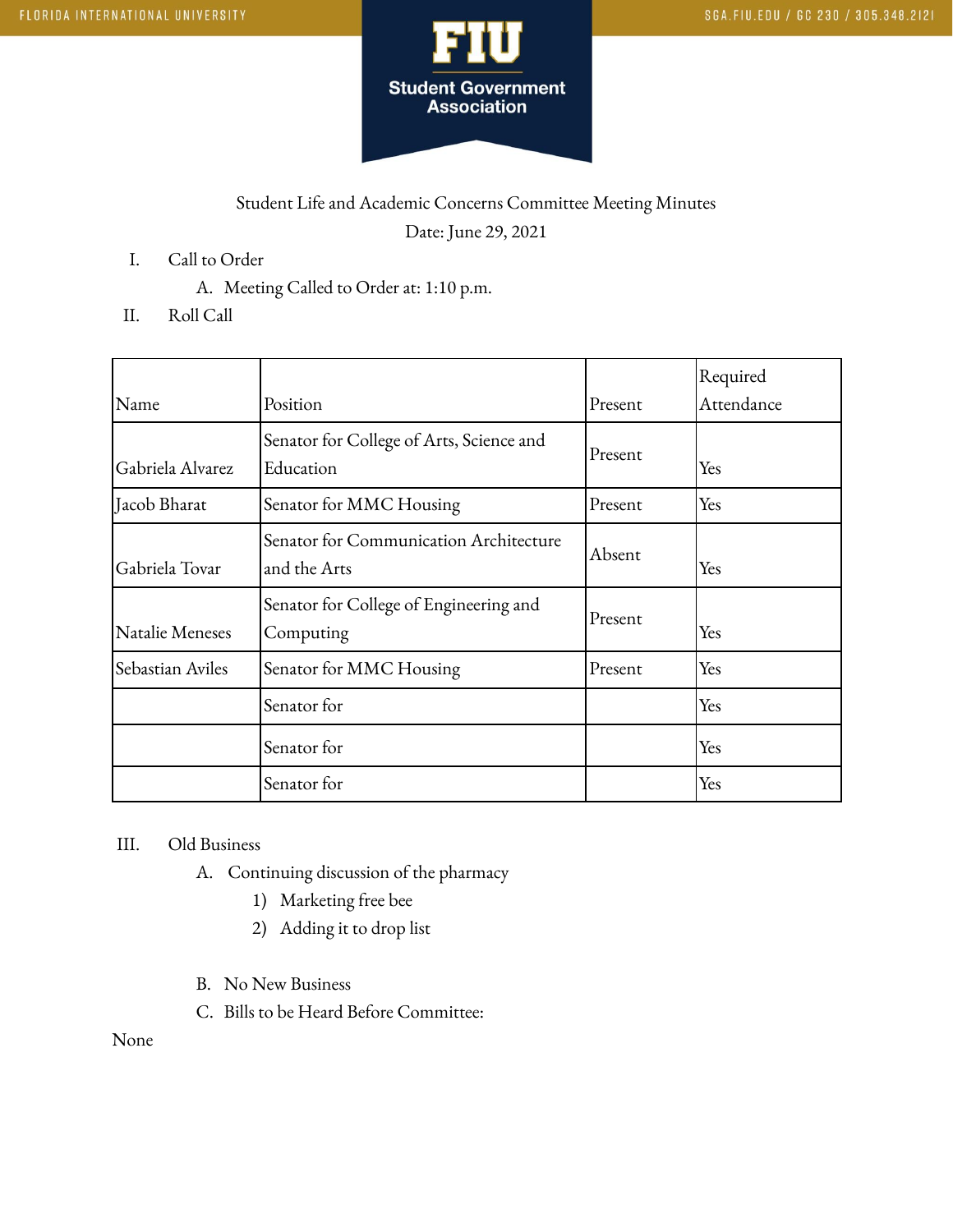FLORIDA INTERNATIONAL UNIVERSITY

SGA.FIU.EDU / GC 230 / 305.348.2121

**FIU**

**Student Government Association**

Student Life and Academic Concerns Committee Meeting Minutes

Date: June 29, 2021

I. Call to Order

  A. Meeting Called to Order at: 1:10 p.m.

II. Roll Call

| Name | Position | Present | Required Attendance |
|---|---|---|---|
| Gabriela Alvarez | Senator for College of Arts, Science and Education | Present | Yes |
| Jacob Bharat | Senator for MMC Housing | Present | Yes |
| Gabriela Tovar | Senator for Communication Architecture and the Arts | Absent | Yes |
| Natalie Meneses | Senator for College of Engineering and Computing | Present | Yes |
| Sebastian Aviles | Senator for MMC Housing | Present | Yes |
| | Senator for | | Yes |
| | Senator for | | Yes |
| | Senator for | | Yes |

III. Old Business

  A. Continuing discussion of the pharmacy

    1) Marketing free bee

    2) Adding it to drop list

  B. No New Business

  C. Bills to be Heard Before Committee:

None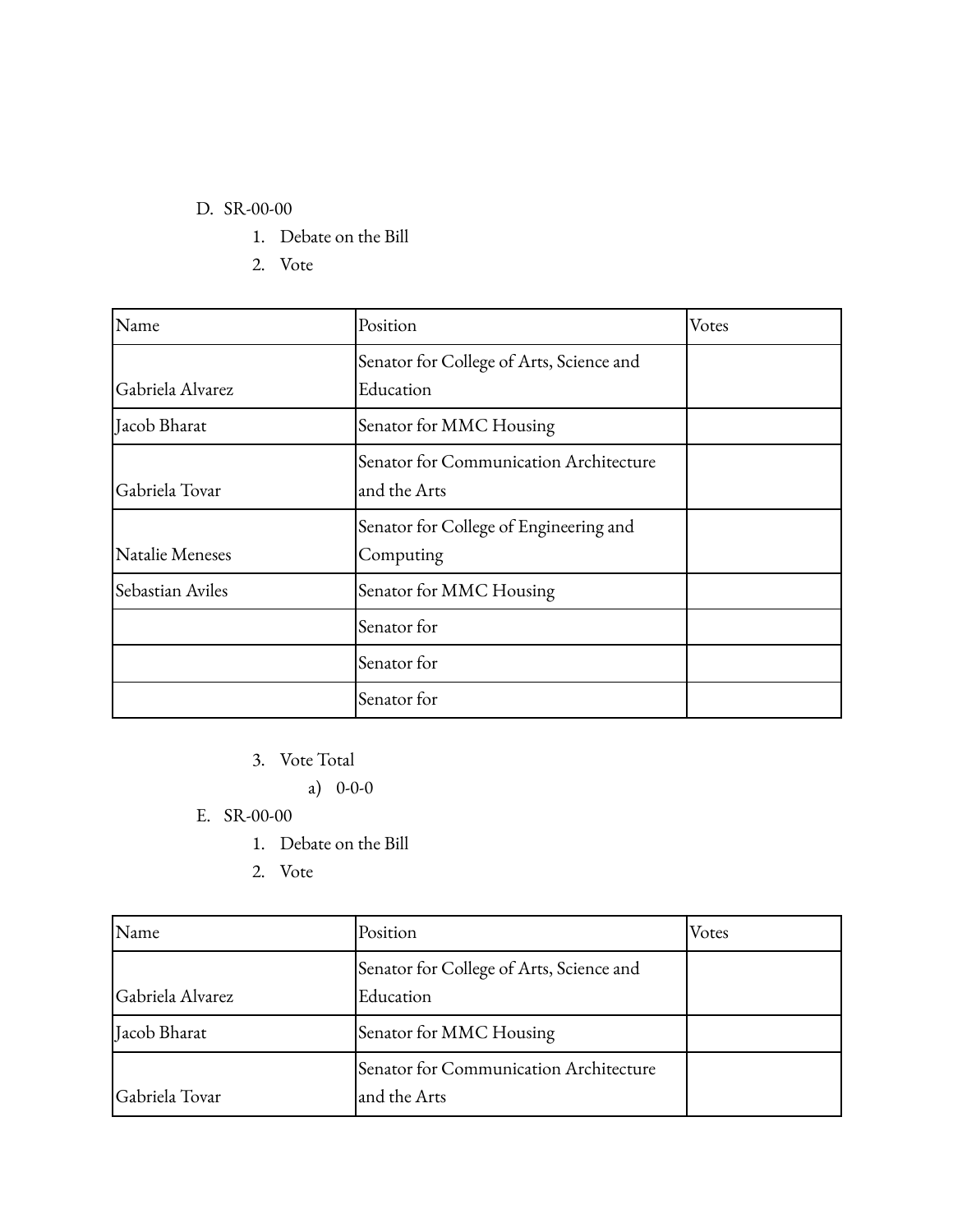D. SR-00-00
   1. Debate on the Bill
   2. Vote

| Name | Position | Votes |
|---|---|---|
| Gabriela Alvarez | Senator for College of Arts, Science and Education | |
| Jacob Bharat | Senator for MMC Housing | |
| Gabriela Tovar | Senator for Communication Architecture and the Arts | |
| Natalie Meneses | Senator for College of Engineering and Computing | |
| Sebastian Aviles | Senator for MMC Housing | |
| | Senator for | |
| | Senator for | |
| | Senator for | |

   3. Vote Total
      a) 0-0-0

E. SR-00-00
   1. Debate on the Bill
   2. Vote

| Name | Position | Votes |
|---|---|---|
| Gabriela Alvarez | Senator for College of Arts, Science and Education | |
| Jacob Bharat | Senator for MMC Housing | |
| Gabriela Tovar | Senator for Communication Architecture and the Arts | |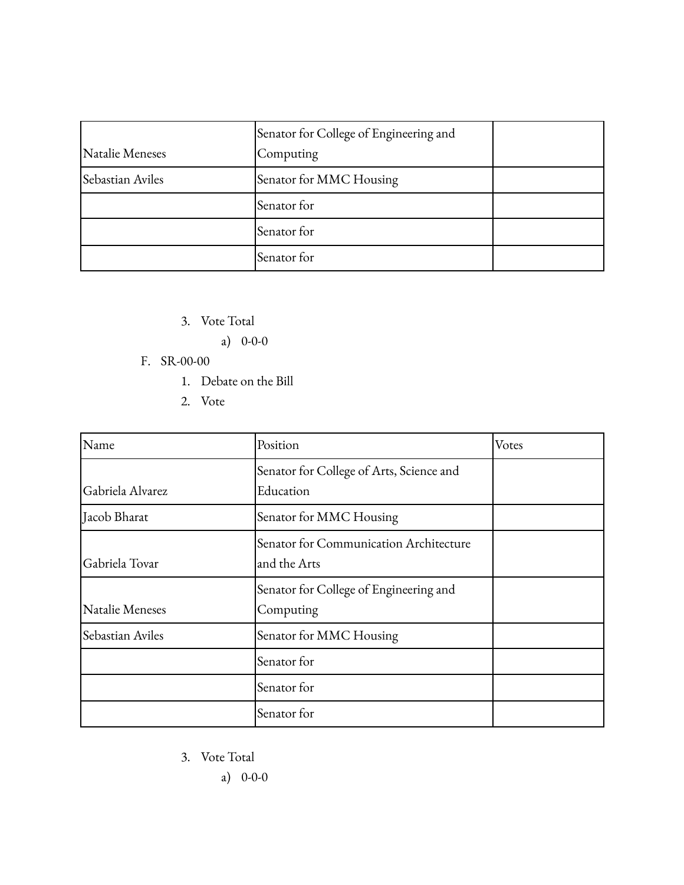| | | |
|---|---|---|
| Natalie Meneses | Senator for College of Engineering and Computing | |
| Sebastian Aviles | Senator for MMC Housing | |
| | Senator for | |
| | Senator for | |
| | Senator for | |

3. Vote Total
    a) 0-0-0

F. SR-00-00
1. Debate on the Bill
2. Vote

| Name | Position | Votes |
|---|---|---|
| Gabriela Alvarez | Senator for College of Arts, Science and Education | |
| Jacob Bharat | Senator for MMC Housing | |
| Gabriela Tovar | Senator for Communication Architecture and the Arts | |
| Natalie Meneses | Senator for College of Engineering and Computing | |
| Sebastian Aviles | Senator for MMC Housing | |
| | Senator for | |
| | Senator for | |
| | Senator for | |

3. Vote Total
    a) 0-0-0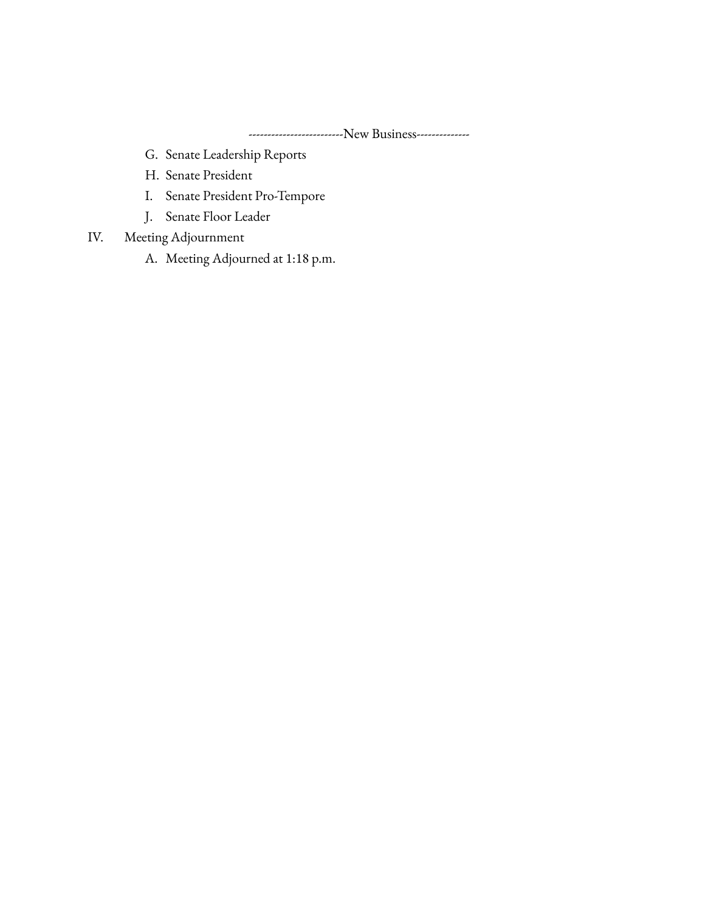-------------------------New Business-------------

G. Senate Leadership Reports

H. Senate President

I. Senate President Pro-Tempore

J. Senate Floor Leader

IV. Meeting Adjournment

A. Meeting Adjourned at 1:18 p.m.